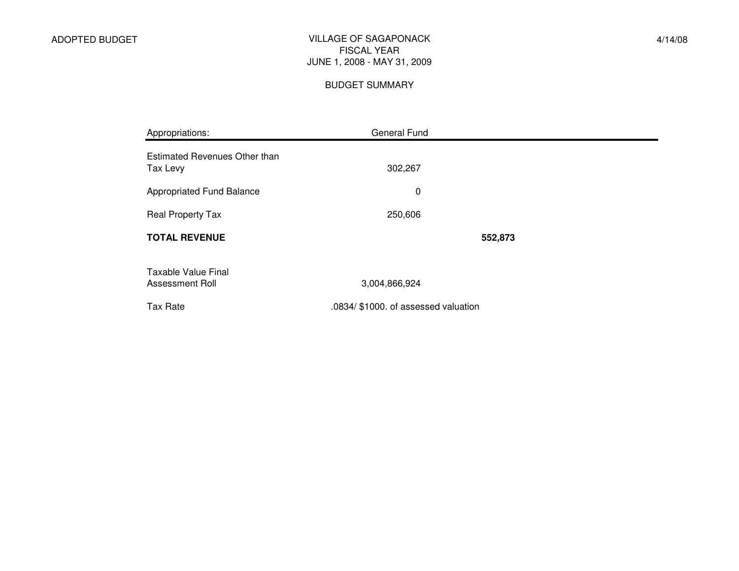ADOPTED BUDGET

# VILLAGE OF SAGAPONACK
## FISCAL YEAR
## JUNE 1, 2008 - MAY 31, 2009

4/14/08

### BUDGET SUMMARY

| Appropriations: | General Fund | |
| --- | --- | --- |
| Estimated Revenues Other than Tax Levy | 302,267 | |
| Appropriated Fund Balance | 0 | |
| Real Property Tax | 250,606 | |
| **TOTAL REVENUE** | | **552,873** |
| Taxable Value Final Assessment Roll | 3,004,866,924 | |
| Tax Rate | .0834/ $1000. of assessed valuation | |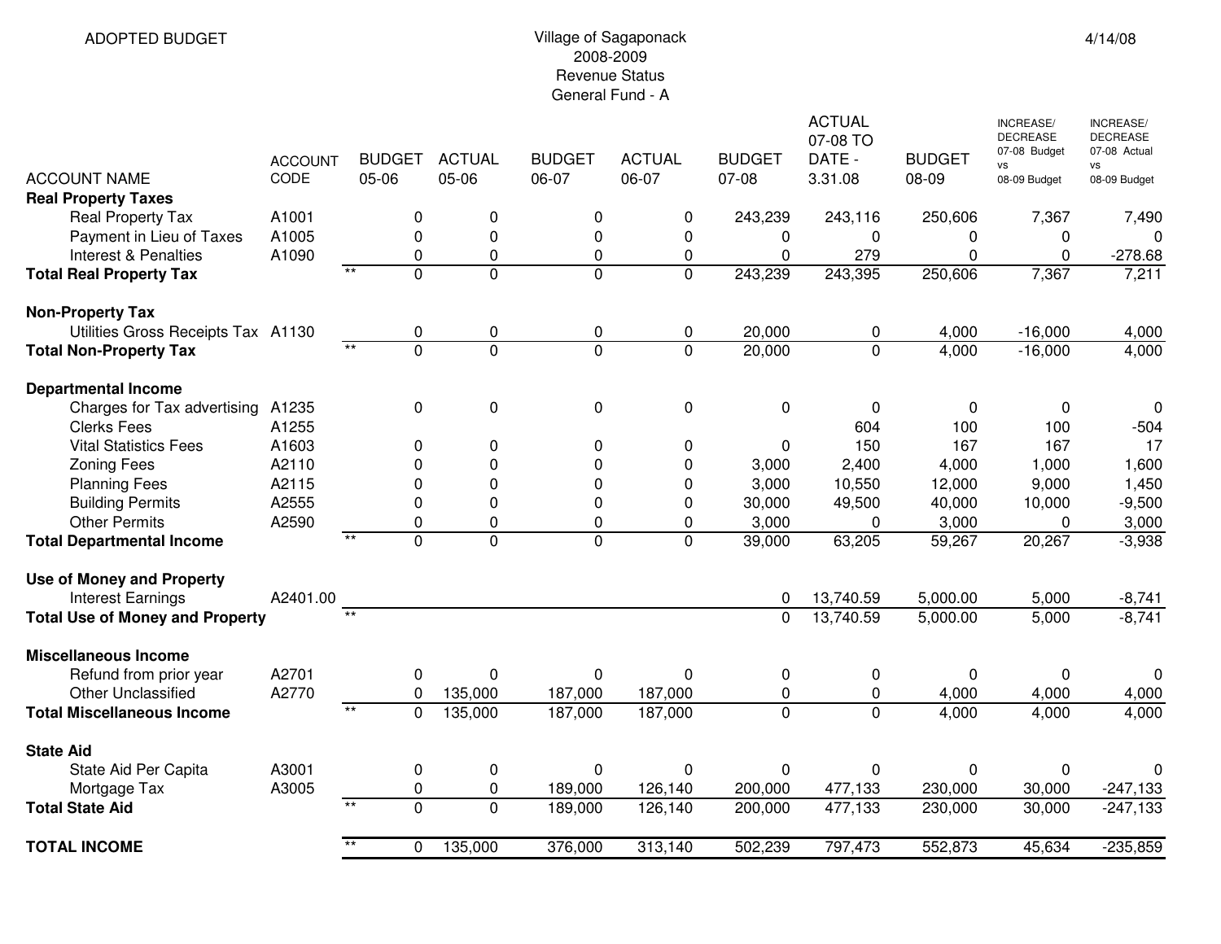ADOPTED BUDGET

Village of Sagaponack
2008-2009
Revenue Status
General Fund - A

4/14/08

| ACCOUNT NAME | ACCOUNT CODE | | BUDGET 05-06 | ACTUAL 05-06 | BUDGET 06-07 | ACTUAL 06-07 | BUDGET 07-08 | ACTUAL 07-08 TO DATE - 3.31.08 | BUDGET 08-09 | INCREASE/ DECREASE 07-08 Budget vs 08-09 Budget | INCREASE/ DECREASE 07-08 Actual vs 08-09 Budget |
|---|---|---|---|---|---|---|---|---|---|---|---|
| **Real Property Taxes** | | | | | | | | | | | |
| Real Property Tax | A1001 | | 0 | 0 | 0 | 0 | 243,239 | 243,116 | 250,606 | 7,367 | 7,490 |
| Payment in Lieu of Taxes | A1005 | | 0 | 0 | 0 | 0 | 0 | 0 | 0 | 0 | 0 |
| Interest & Penalties | A1090 | | 0 | 0 | 0 | 0 | 0 | 279 | 0 | 0 | -278.68 |
| **Total Real Property Tax** | | ** | 0 | 0 | 0 | 0 | 243,239 | 243,395 | 250,606 | 7,367 | 7,211 |
| **Non-Property Tax** | | | | | | | | | | | |
| Utilities Gross Receipts Tax | A1130 | | 0 | 0 | 0 | 0 | 20,000 | 0 | 4,000 | -16,000 | 4,000 |
| **Total Non-Property Tax** | | ** | 0 | 0 | 0 | 0 | 20,000 | 0 | 4,000 | -16,000 | 4,000 |
| **Departmental Income** | | | | | | | | | | | |
| Charges for Tax advertising | A1235 | | 0 | 0 | 0 | 0 | 0 | 0 | 0 | 0 | 0 |
| Clerks Fees | A1255 | | | | | | | 604 | 100 | 100 | -504 |
| Vital Statistics Fees | A1603 | | 0 | 0 | 0 | 0 | 0 | 150 | 167 | 167 | 17 |
| Zoning Fees | A2110 | | 0 | 0 | 0 | 0 | 3,000 | 2,400 | 4,000 | 1,000 | 1,600 |
| Planning Fees | A2115 | | 0 | 0 | 0 | 0 | 3,000 | 10,550 | 12,000 | 9,000 | 1,450 |
| Building Permits | A2555 | | 0 | 0 | 0 | 0 | 30,000 | 49,500 | 40,000 | 10,000 | -9,500 |
| Other Permits | A2590 | | 0 | 0 | 0 | 0 | 3,000 | 0 | 3,000 | 0 | 3,000 |
| **Total Departmental Income** | | ** | 0 | 0 | 0 | 0 | 39,000 | 63,205 | 59,267 | 20,267 | -3,938 |
| **Use of Money and Property** | | | | | | | | | | | |
| Interest Earnings | A2401.00 | | | | | | 0 | 13,740.59 | 5,000.00 | 5,000 | -8,741 |
| **Total Use of Money and Property** | | ** | | | | | 0 | 13,740.59 | 5,000.00 | 5,000 | -8,741 |
| **Miscellaneous Income** | | | | | | | | | | | |
| Refund from prior year | A2701 | | 0 | 0 | 0 | 0 | 0 | 0 | 0 | 0 | 0 |
| Other Unclassified | A2770 | | 0 | 135,000 | 187,000 | 187,000 | 0 | 0 | 4,000 | 4,000 | 4,000 |
| **Total Miscellaneous Income** | | ** | 0 | 135,000 | 187,000 | 187,000 | 0 | 0 | 4,000 | 4,000 | 4,000 |
| **State Aid** | | | | | | | | | | | |
| State Aid Per Capita | A3001 | | 0 | 0 | 0 | 0 | 0 | 0 | 0 | 0 | 0 |
| Mortgage Tax | A3005 | | 0 | 0 | 189,000 | 126,140 | 200,000 | 477,133 | 230,000 | 30,000 | -247,133 |
| **Total State Aid** | | ** | 0 | 0 | 189,000 | 126,140 | 200,000 | 477,133 | 230,000 | 30,000 | -247,133 |
| **TOTAL INCOME** | | ** | 0 | 135,000 | 376,000 | 313,140 | 502,239 | 797,473 | 552,873 | 45,634 | -235,859 |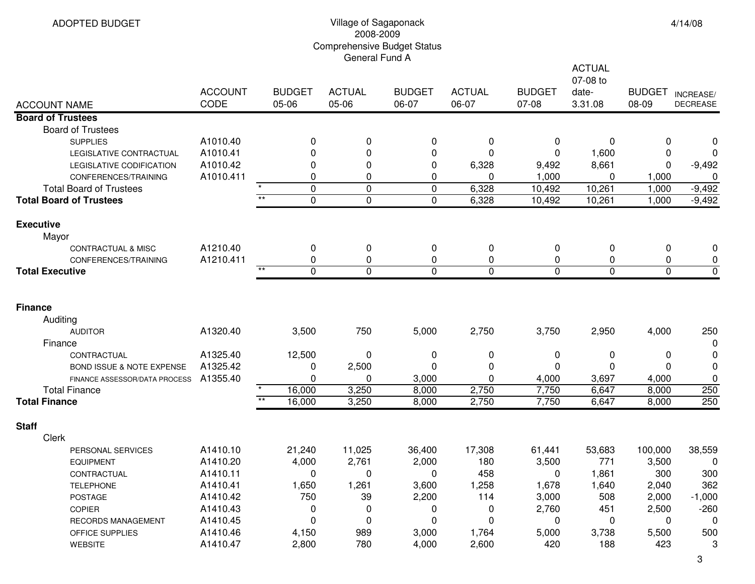ADOPTED BUDGET

Village of Sagaponack
2008-2009
Comprehensive Budget Status
General Fund A

4/14/08

| ACCOUNT NAME | ACCOUNT CODE | | BUDGET 05-06 | ACTUAL 05-06 | BUDGET 06-07 | ACTUAL 06-07 | BUDGET 07-08 | ACTUAL 07-08 to date-3.31.08 | BUDGET 08-09 | INCREASE/ DECREASE |
|---|---|---|---|---|---|---|---|---|---|---|
| **Board of Trustees** | | | | | | | | | | |
| Board of Trustees | | | | | | | | | | |
| SUPPLIES | A1010.40 | | 0 | 0 | 0 | 0 | 0 | 0 | 0 | 0 |
| LEGISLATIVE CONTRACTUAL | A1010.41 | | 0 | 0 | 0 | 0 | 0 | 1,600 | 0 | 0 |
| LEGISLATIVE CODIFICATION | A1010.42 | | 0 | 0 | 0 | 6,328 | 9,492 | 8,661 | 0 | -9,492 |
| CONFERENCES/TRAINING | A1010.411 | | 0 | 0 | 0 | 0 | 1,000 | 0 | 1,000 | 0 |
| Total Board of Trustees | | * | 0 | 0 | 0 | 6,328 | 10,492 | 10,261 | 1,000 | -9,492 |
| **Total Board of Trustees** | | ** | 0 | 0 | 0 | 6,328 | 10,492 | 10,261 | 1,000 | -9,492 |
| | | | | | | | | | | |
| **Executive** | | | | | | | | | | |
| Mayor | | | | | | | | | | |
| CONTRACTUAL & MISC | A1210.40 | | 0 | 0 | 0 | 0 | 0 | 0 | 0 | 0 |
| CONFERENCES/TRAINING | A1210.411 | | 0 | 0 | 0 | 0 | 0 | 0 | 0 | 0 |
| **Total Executive** | | ** | 0 | 0 | 0 | 0 | 0 | 0 | 0 | 0 |
| | | | | | | | | | | |
| **Finance** | | | | | | | | | | |
| Auditing | | | | | | | | | | |
| AUDITOR | A1320.40 | | 3,500 | 750 | 5,000 | 2,750 | 3,750 | 2,950 | 4,000 | 250 |
| Finance | | | | | | | | | | 0 |
| CONTRACTUAL | A1325.40 | | 12,500 | 0 | 0 | 0 | 0 | 0 | 0 | 0 |
| BOND ISSUE & NOTE EXPENSE | A1325.42 | | 0 | 2,500 | 0 | 0 | 0 | 0 | 0 | 0 |
| FINANCE ASSESSOR/DATA PROCESS | A1355.40 | | 0 | 0 | 3,000 | 0 | 4,000 | 3,697 | 4,000 | 0 |
| Total Finance | | * | 16,000 | 3,250 | 8,000 | 2,750 | 7,750 | 6,647 | 8,000 | 250 |
| **Total Finance** | | ** | 16,000 | 3,250 | 8,000 | 2,750 | 7,750 | 6,647 | 8,000 | 250 |
| | | | | | | | | | | |
| **Staff** | | | | | | | | | | |
| Clerk | | | | | | | | | | |
| PERSONAL SERVICES | A1410.10 | | 21,240 | 11,025 | 36,400 | 17,308 | 61,441 | 53,683 | 100,000 | 38,559 |
| EQUIPMENT | A1410.20 | | 4,000 | 2,761 | 2,000 | 180 | 3,500 | 771 | 3,500 | 0 |
| CONTRACTUAL | A1410.11 | | 0 | 0 | 0 | 458 | 0 | 1,861 | 300 | 300 |
| TELEPHONE | A1410.41 | | 1,650 | 1,261 | 3,600 | 1,258 | 1,678 | 1,640 | 2,040 | 362 |
| POSTAGE | A1410.42 | | 750 | 39 | 2,200 | 114 | 3,000 | 508 | 2,000 | -1,000 |
| COPIER | A1410.43 | | 0 | 0 | 0 | 0 | 2,760 | 451 | 2,500 | -260 |
| RECORDS MANAGEMENT | A1410.45 | | 0 | 0 | 0 | 0 | 0 | 0 | 0 | 0 |
| OFFICE SUPPLIES | A1410.46 | | 4,150 | 989 | 3,000 | 1,764 | 5,000 | 3,738 | 5,500 | 500 |
| WEBSITE | A1410.47 | | 2,800 | 780 | 4,000 | 2,600 | 420 | 188 | 423 | 3 |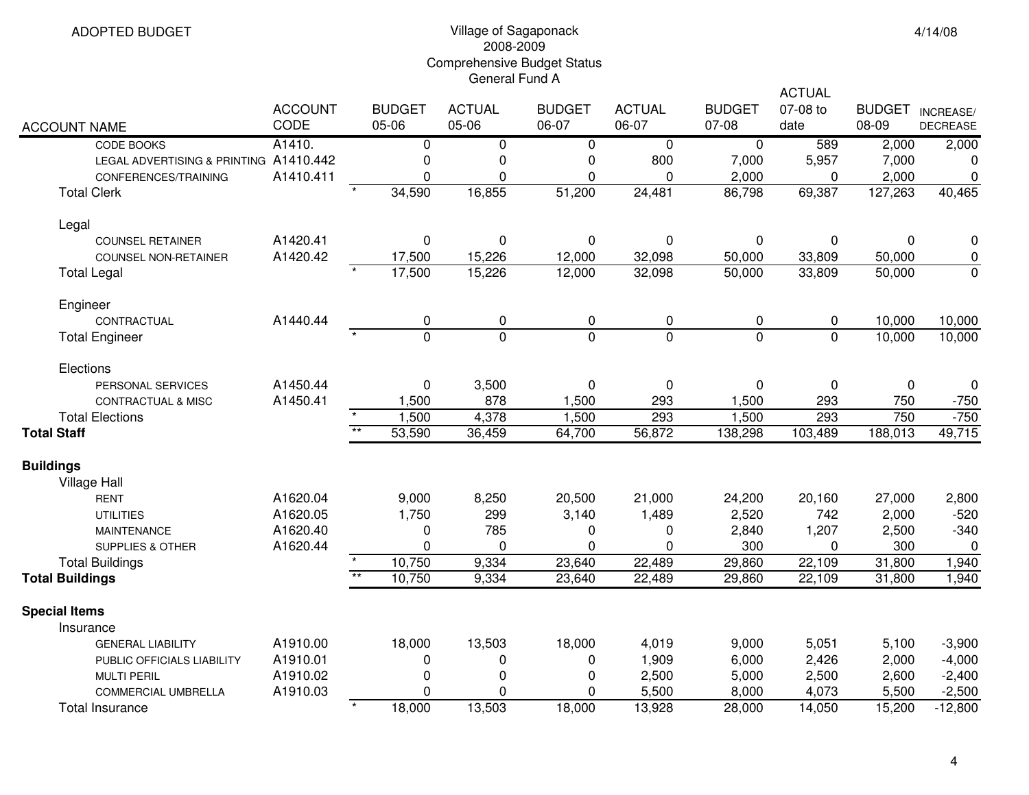ADOPTED BUDGET

# Village of Sagaponack
## 2008-2009
## Comprehensive Budget Status
## General Fund A

4/14/08

| ACCOUNT NAME | ACCOUNT CODE | | BUDGET 05-06 | ACTUAL 05-06 | BUDGET 06-07 | ACTUAL 06-07 | BUDGET 07-08 | ACTUAL 07-08 to date | BUDGET 08-09 | INCREASE/ DECREASE |
|---|---|---|---|---|---|---|---|---|---|---|
| CODE BOOKS | A1410. | | 0 | 0 | 0 | 0 | 0 | 589 | 2,000 | 2,000 |
| LEGAL ADVERTISING & PRINTING | A1410.442 | | 0 | 0 | 0 | 800 | 7,000 | 5,957 | 7,000 | 0 |
| CONFERENCES/TRAINING | A1410.411 | | 0 | 0 | 0 | 0 | 2,000 | 0 | 2,000 | 0 |
| Total Clerk | | * | 34,590 | 16,855 | 51,200 | 24,481 | 86,798 | 69,387 | 127,263 | 40,465 |
| Legal | | | | | | | | | | |
| COUNSEL RETAINER | A1420.41 | | 0 | 0 | 0 | 0 | 0 | 0 | 0 | 0 |
| COUNSEL NON-RETAINER | A1420.42 | | 17,500 | 15,226 | 12,000 | 32,098 | 50,000 | 33,809 | 50,000 | 0 |
| Total Legal | | * | 17,500 | 15,226 | 12,000 | 32,098 | 50,000 | 33,809 | 50,000 | 0 |
| Engineer | | | | | | | | | | |
| CONTRACTUAL | A1440.44 | | 0 | 0 | 0 | 0 | 0 | 0 | 10,000 | 10,000 |
| Total Engineer | | * | 0 | 0 | 0 | 0 | 0 | 0 | 10,000 | 10,000 |
| Elections | | | | | | | | | | |
| PERSONAL SERVICES | A1450.44 | | 0 | 3,500 | 0 | 0 | 0 | 0 | 0 | 0 |
| CONTRACTUAL & MISC | A1450.41 | | 1,500 | 878 | 1,500 | 293 | 1,500 | 293 | 750 | -750 |
| Total Elections | | * | 1,500 | 4,378 | 1,500 | 293 | 1,500 | 293 | 750 | -750 |
| **Total Staff** | | ** | 53,590 | 36,459 | 64,700 | 56,872 | 138,298 | 103,489 | 188,013 | 49,715 |
| **Buildings** | | | | | | | | | | |
| Village Hall | | | | | | | | | | |
| RENT | A1620.04 | | 9,000 | 8,250 | 20,500 | 21,000 | 24,200 | 20,160 | 27,000 | 2,800 |
| UTILITIES | A1620.05 | | 1,750 | 299 | 3,140 | 1,489 | 2,520 | 742 | 2,000 | -520 |
| MAINTENANCE | A1620.40 | | 0 | 785 | 0 | 0 | 2,840 | 1,207 | 2,500 | -340 |
| SUPPLIES & OTHER | A1620.44 | | 0 | 0 | 0 | 0 | 300 | 0 | 300 | 0 |
| Total Buildings | | * | 10,750 | 9,334 | 23,640 | 22,489 | 29,860 | 22,109 | 31,800 | 1,940 |
| **Total Buildings** | | ** | 10,750 | 9,334 | 23,640 | 22,489 | 29,860 | 22,109 | 31,800 | 1,940 |
| **Special Items** | | | | | | | | | | |
| Insurance | | | | | | | | | | |
| GENERAL LIABILITY | A1910.00 | | 18,000 | 13,503 | 18,000 | 4,019 | 9,000 | 5,051 | 5,100 | -3,900 |
| PUBLIC OFFICIALS LIABILITY | A1910.01 | | 0 | 0 | 0 | 1,909 | 6,000 | 2,426 | 2,000 | -4,000 |
| MULTI PERIL | A1910.02 | | 0 | 0 | 0 | 2,500 | 5,000 | 2,500 | 2,600 | -2,400 |
| COMMERCIAL UMBRELLA | A1910.03 | | 0 | 0 | 0 | 5,500 | 8,000 | 4,073 | 5,500 | -2,500 |
| Total Insurance | | * | 18,000 | 13,503 | 18,000 | 13,928 | 28,000 | 14,050 | 15,200 | -12,800 |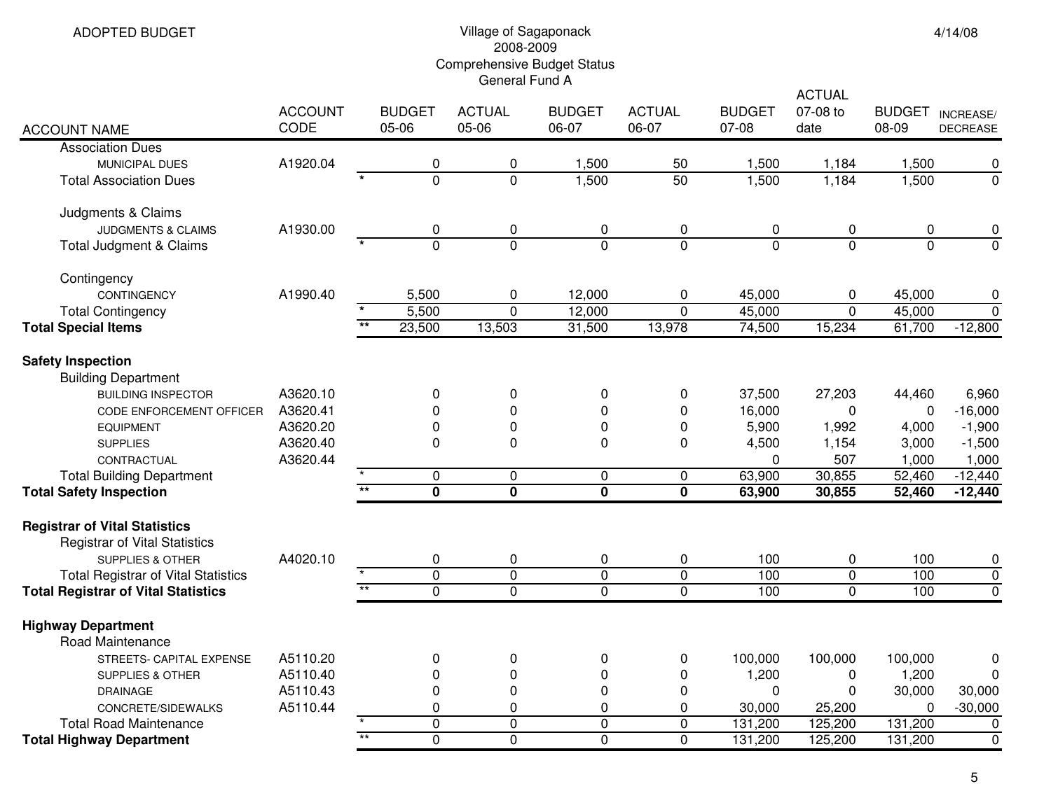ADOPTED BUDGET

# Village of Sagaponack
## 2008-2009
## Comprehensive Budget Status
## General Fund A

4/14/08

| ACCOUNT NAME | ACCOUNT CODE | | BUDGET 05-06 | ACTUAL 05-06 | BUDGET 06-07 | ACTUAL 06-07 | BUDGET 07-08 | ACTUAL 07-08 to date | BUDGET 08-09 | INCREASE/ DECREASE |
|---|---|---|---|---|---|---|---|---|---|---|
| Association Dues | | | | | | | | | | |
| MUNICIPAL DUES | A1920.04 | | 0 | 0 | 1,500 | 50 | 1,500 | 1,184 | 1,500 | 0 |
| Total Association Dues | | * | 0 | 0 | 1,500 | 50 | 1,500 | 1,184 | 1,500 | 0 |
| Judgments & Claims | | | | | | | | | | |
| JUDGMENTS & CLAIMS | A1930.00 | | 0 | 0 | 0 | 0 | 0 | 0 | 0 | 0 |
| Total Judgment & Claims | | * | 0 | 0 | 0 | 0 | 0 | 0 | 0 | 0 |
| Contingency | | | | | | | | | | |
| CONTINGENCY | A1990.40 | | 5,500 | 0 | 12,000 | 0 | 45,000 | 0 | 45,000 | 0 |
| Total Contingency | | * | 5,500 | 0 | 12,000 | 0 | 45,000 | 0 | 45,000 | 0 |
| **Total Special Items** | | ** | 23,500 | 13,503 | 31,500 | 13,978 | 74,500 | 15,234 | 61,700 | -12,800 |
| **Safety Inspection** | | | | | | | | | | |
| Building Department | | | | | | | | | | |
| BUILDING INSPECTOR | A3620.10 | | 0 | 0 | 0 | 0 | 37,500 | 27,203 | 44,460 | 6,960 |
| CODE ENFORCEMENT OFFICER | A3620.41 | | 0 | 0 | 0 | 0 | 16,000 | 0 | 0 | -16,000 |
| EQUIPMENT | A3620.20 | | 0 | 0 | 0 | 0 | 5,900 | 1,992 | 4,000 | -1,900 |
| SUPPLIES | A3620.40 | | 0 | 0 | 0 | 0 | 4,500 | 1,154 | 3,000 | -1,500 |
| CONTRACTUAL | A3620.44 | | | | | | 0 | 507 | 1,000 | 1,000 |
| Total Building Department | | * | 0 | 0 | 0 | 0 | 63,900 | 30,855 | 52,460 | -12,440 |
| **Total Safety Inspection** | | ** | **0** | **0** | **0** | **0** | **63,900** | **30,855** | **52,460** | **-12,440** |
| **Registrar of Vital Statistics** | | | | | | | | | | |
| Registrar of Vital Statistics | | | | | | | | | | |
| SUPPLIES & OTHER | A4020.10 | | 0 | 0 | 0 | 0 | 100 | 0 | 100 | 0 |
| Total Registrar of Vital Statistics | | * | 0 | 0 | 0 | 0 | 100 | 0 | 100 | 0 |
| **Total Registrar of Vital Statistics** | | ** | 0 | 0 | 0 | 0 | 100 | 0 | 100 | 0 |
| **Highway Department** | | | | | | | | | | |
| Road Maintenance | | | | | | | | | | |
| STREETS- CAPITAL EXPENSE | A5110.20 | | 0 | 0 | 0 | 0 | 100,000 | 100,000 | 100,000 | 0 |
| SUPPLIES & OTHER | A5110.40 | | 0 | 0 | 0 | 0 | 1,200 | 0 | 1,200 | 0 |
| DRAINAGE | A5110.43 | | 0 | 0 | 0 | 0 | 0 | 0 | 30,000 | 30,000 |
| CONCRETE/SIDEWALKS | A5110.44 | | 0 | 0 | 0 | 0 | 30,000 | 25,200 | 0 | -30,000 |
| Total Road Maintenance | | * | 0 | 0 | 0 | 0 | 131,200 | 125,200 | 131,200 | 0 |
| **Total Highway Department** | | ** | 0 | 0 | 0 | 0 | 131,200 | 125,200 | 131,200 | 0 |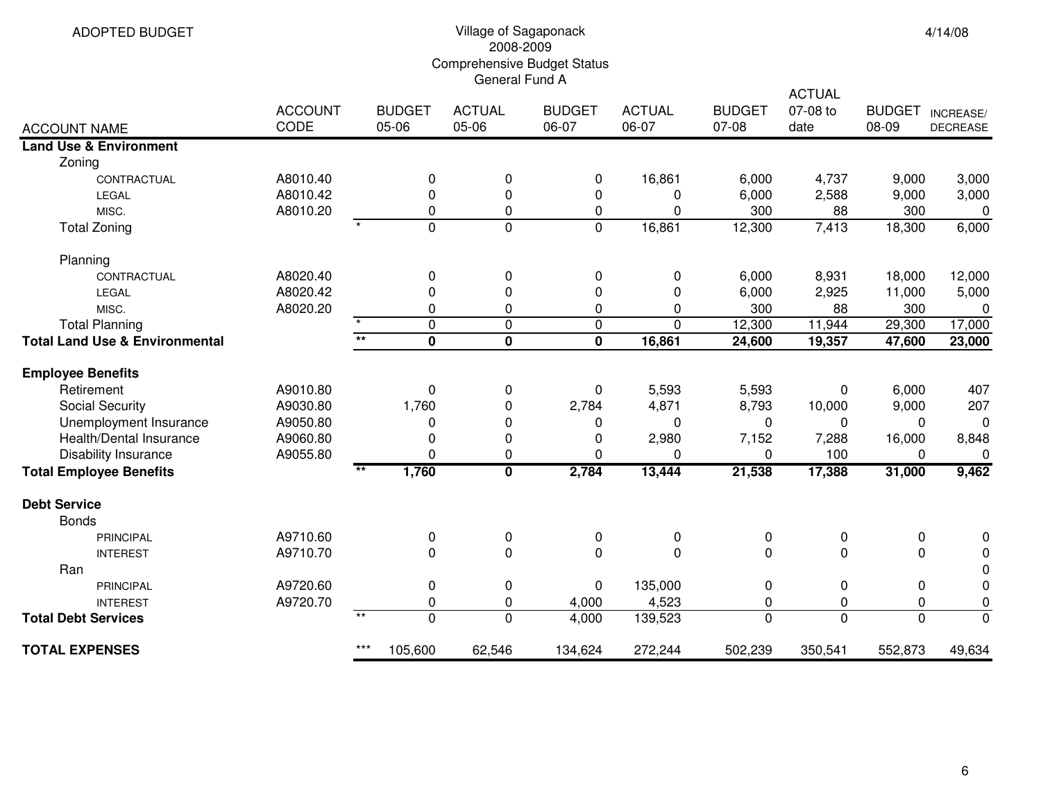ADOPTED BUDGET

4/14/08

# Village of Sagaponack
## 2008-2009
## Comprehensive Budget Status
## General Fund A

| ACCOUNT NAME | ACCOUNT CODE | | BUDGET 05-06 | ACTUAL 05-06 | BUDGET 06-07 | ACTUAL 06-07 | BUDGET 07-08 | ACTUAL 07-08 to date | BUDGET 08-09 | INCREASE/ DECREASE |
|---|---|---|---|---|---|---|---|---|---|---|
| **Land Use & Environment** | | | | | | | | | | |
| Zoning | | | | | | | | | | |
| CONTRACTUAL | A8010.40 | | 0 | 0 | 0 | 16,861 | 6,000 | 4,737 | 9,000 | 3,000 |
| LEGAL | A8010.42 | | 0 | 0 | 0 | 0 | 6,000 | 2,588 | 9,000 | 3,000 |
| MISC. | A8010.20 | | 0 | 0 | 0 | 0 | 300 | 88 | 300 | 0 |
| Total Zoning | | * | 0 | 0 | 0 | 16,861 | 12,300 | 7,413 | 18,300 | 6,000 |
| Planning | | | | | | | | | | |
| CONTRACTUAL | A8020.40 | | 0 | 0 | 0 | 0 | 6,000 | 8,931 | 18,000 | 12,000 |
| LEGAL | A8020.42 | | 0 | 0 | 0 | 0 | 6,000 | 2,925 | 11,000 | 5,000 |
| MISC. | A8020.20 | | 0 | 0 | 0 | 0 | 300 | 88 | 300 | 0 |
| Total Planning | | * | 0 | 0 | 0 | 0 | 12,300 | 11,944 | 29,300 | 17,000 |
| **Total Land Use & Environmental** | | ** | **0** | **0** | **0** | **16,861** | **24,600** | **19,357** | **47,600** | **23,000** |
| **Employee Benefits** | | | | | | | | | | |
| Retirement | A9010.80 | | 0 | 0 | 0 | 5,593 | 5,593 | 0 | 6,000 | 407 |
| Social Security | A9030.80 | | 1,760 | 0 | 2,784 | 4,871 | 8,793 | 10,000 | 9,000 | 207 |
| Unemployment Insurance | A9050.80 | | 0 | 0 | 0 | 0 | 0 | 0 | 0 | 0 |
| Health/Dental Insurance | A9060.80 | | 0 | 0 | 0 | 2,980 | 7,152 | 7,288 | 16,000 | 8,848 |
| Disability Insurance | A9055.80 | | 0 | 0 | 0 | 0 | 0 | 100 | 0 | 0 |
| **Total Employee Benefits** | | ** | **1,760** | **0** | **2,784** | **13,444** | **21,538** | **17,388** | **31,000** | **9,462** |
| **Debt Service** | | | | | | | | | | |
| Bonds | | | | | | | | | | |
| PRINCIPAL | A9710.60 | | 0 | 0 | 0 | 0 | 0 | 0 | 0 | 0 |
| INTEREST | A9710.70 | | 0 | 0 | 0 | 0 | 0 | 0 | 0 | 0 |
| Ran | | | | | | | | | | 0 |
| PRINCIPAL | A9720.60 | | 0 | 0 | 0 | 135,000 | 0 | 0 | 0 | 0 |
| INTEREST | A9720.70 | | 0 | 0 | 4,000 | 4,523 | 0 | 0 | 0 | 0 |
| **Total Debt Services** | | ** | 0 | 0 | 4,000 | 139,523 | 0 | 0 | 0 | 0 |
| **TOTAL EXPENSES** | | *** | 105,600 | 62,546 | 134,624 | 272,244 | 502,239 | 350,541 | 552,873 | 49,634 |